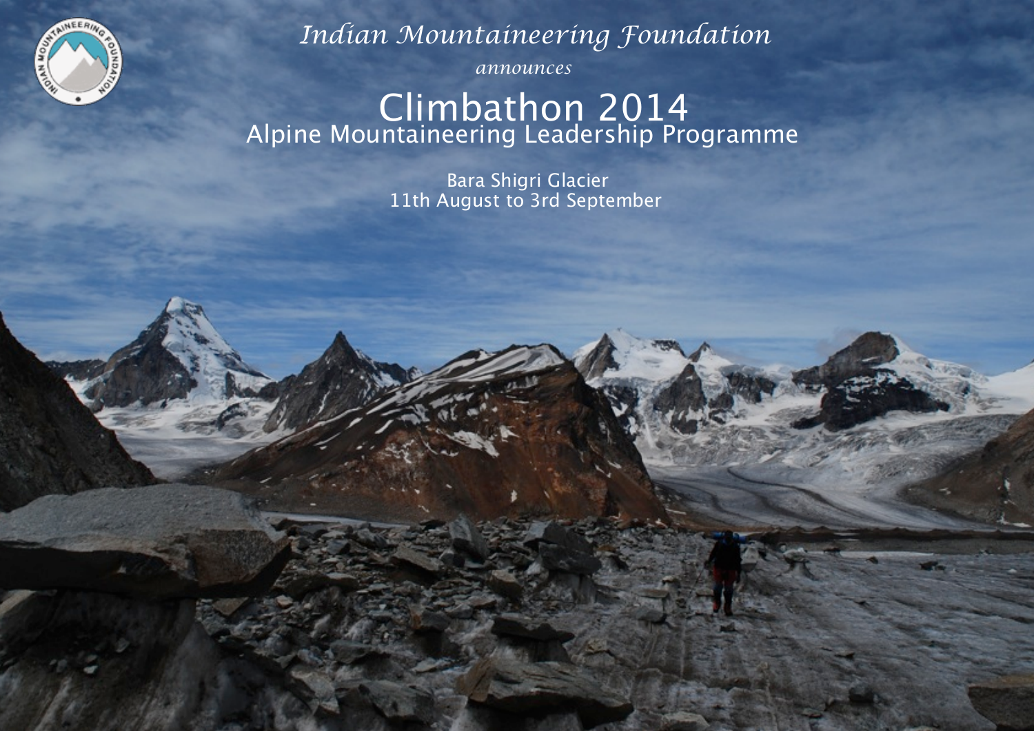*Indian Mountaineering Foundation*

*announces*

# Climbathon 2014

## Alpine Mountaineering Leadership Programme

Bara Shigri Glacier

11th August to 3rd September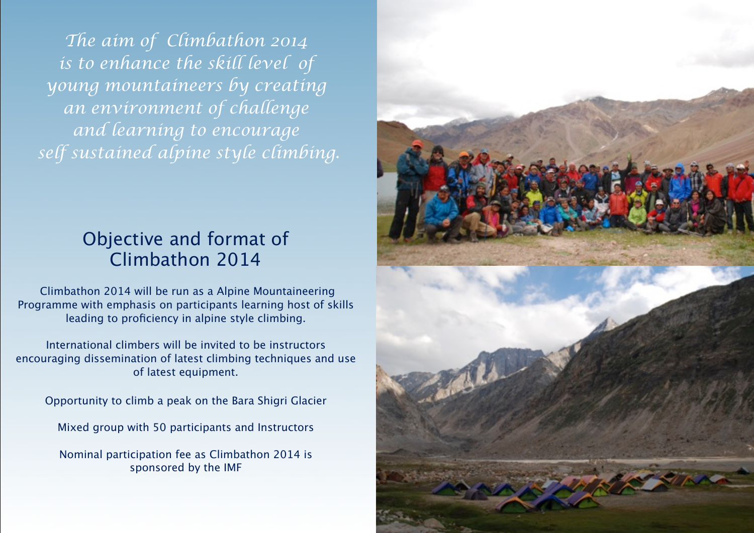*The aim of Climbathon 2014 is to enhance the skill level of young mountaineers by creating an environment of challenge and learning to encourage self sustained alpine style climbing.*

## Objective and format of Climbathon 2014

Climbathon 2014 will be run as a Alpine Mountaineering Programme with emphasis on participants learning host of skills leading to proficiency in alpine style climbing.

International climbers will be invited to be instructors encouraging dissemination of latest climbing techniques and use of latest equipment.

Opportunity to climb a peak on the Bara Shigri Glacier

Mixed group with 50 participants and Instructors

Nominal participation fee as Climbathon 2014 is sponsored by the IMF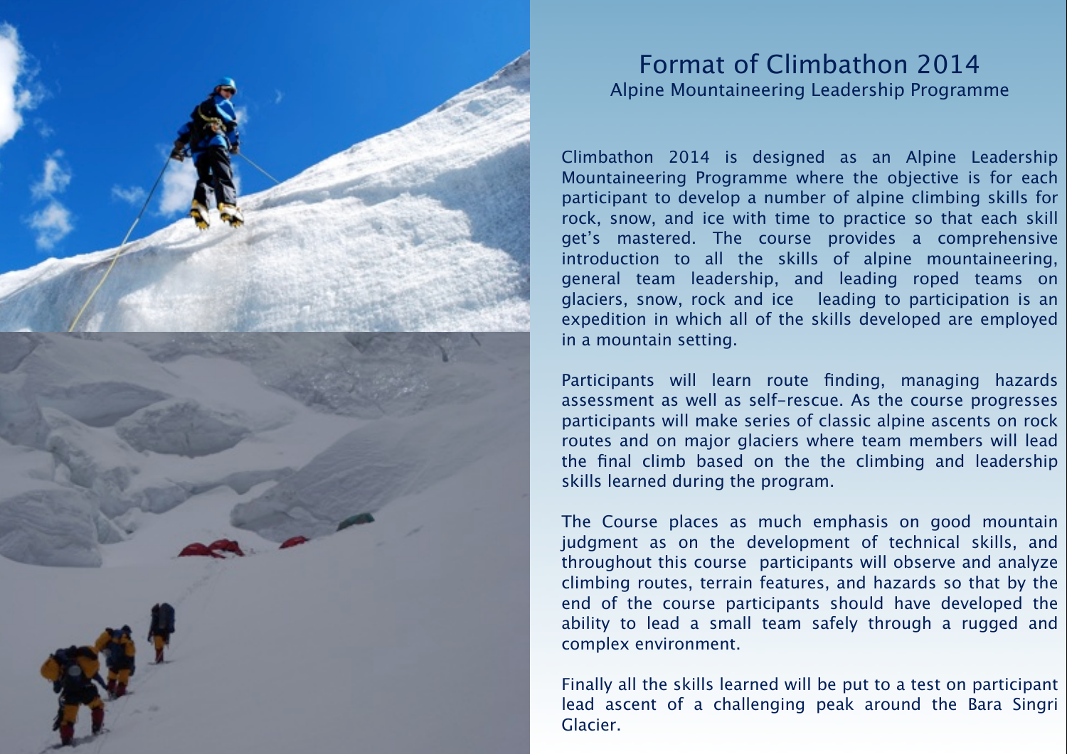# Format of Climbathon 2014

## Alpine Mountaineering Leadership Programme

Climbathon 2014 is designed as an Alpine Leadership Mountaineering Programme where the objective is for each participant to develop a number of alpine climbing skills for rock, snow, and ice with time to practice so that each skill get's mastered. The course provides a comprehensive introduction to all the skills of alpine mountaineering, general team leadership, and leading roped teams on glaciers, snow, rock and ice leading to participation is an expedition in which all of the skills developed are employed in a mountain setting.

Participants will learn route finding, managing hazards assessment as well as self-rescue. As the course progresses participants will make series of classic alpine ascents on rock routes and on major glaciers where team members will lead the final climb based on the the climbing and leadership skills learned during the program.

The Course places as much emphasis on good mountain judgment as on the development of technical skills, and throughout this course participants will observe and analyze climbing routes, terrain features, and hazards so that by the end of the course participants should have developed the ability to lead a small team safely through a rugged and complex environment.

Finally all the skills learned will be put to a test on participant lead ascent of a challenging peak around the Bara Singri Glacier.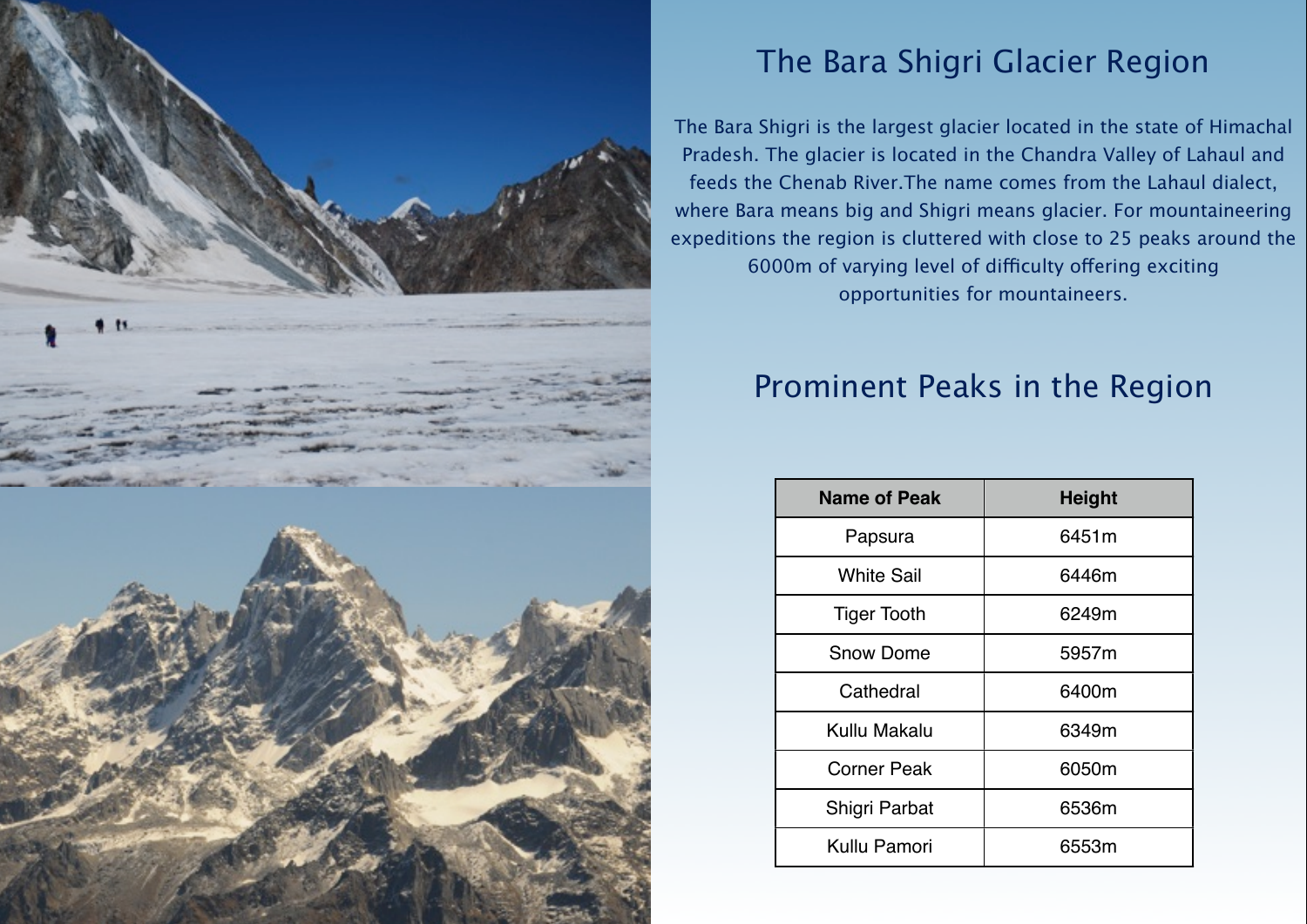# The Bara Shigri Glacier Region

The Bara Shigri is the largest glacier located in the state of Himachal Pradesh. The glacier is located in the Chandra Valley of Lahaul and feeds the Chenab River.The name comes from the Lahaul dialect, where Bara means big and Shigri means glacier. For mountaineering expeditions the region is cluttered with close to 25 peaks around the 6000m of varying level of difficulty offering exciting opportunities for mountaineers.

## Prominent Peaks in the Region

| Name of Peak | Height |
| --- | --- |
| Papsura | 6451m |
| White Sail | 6446m |
| Tiger Tooth | 6249m |
| Snow Dome | 5957m |
| Cathedral | 6400m |
| Kullu Makalu | 6349m |
| Corner Peak | 6050m |
| Shigri Parbat | 6536m |
| Kullu Pamori | 6553m |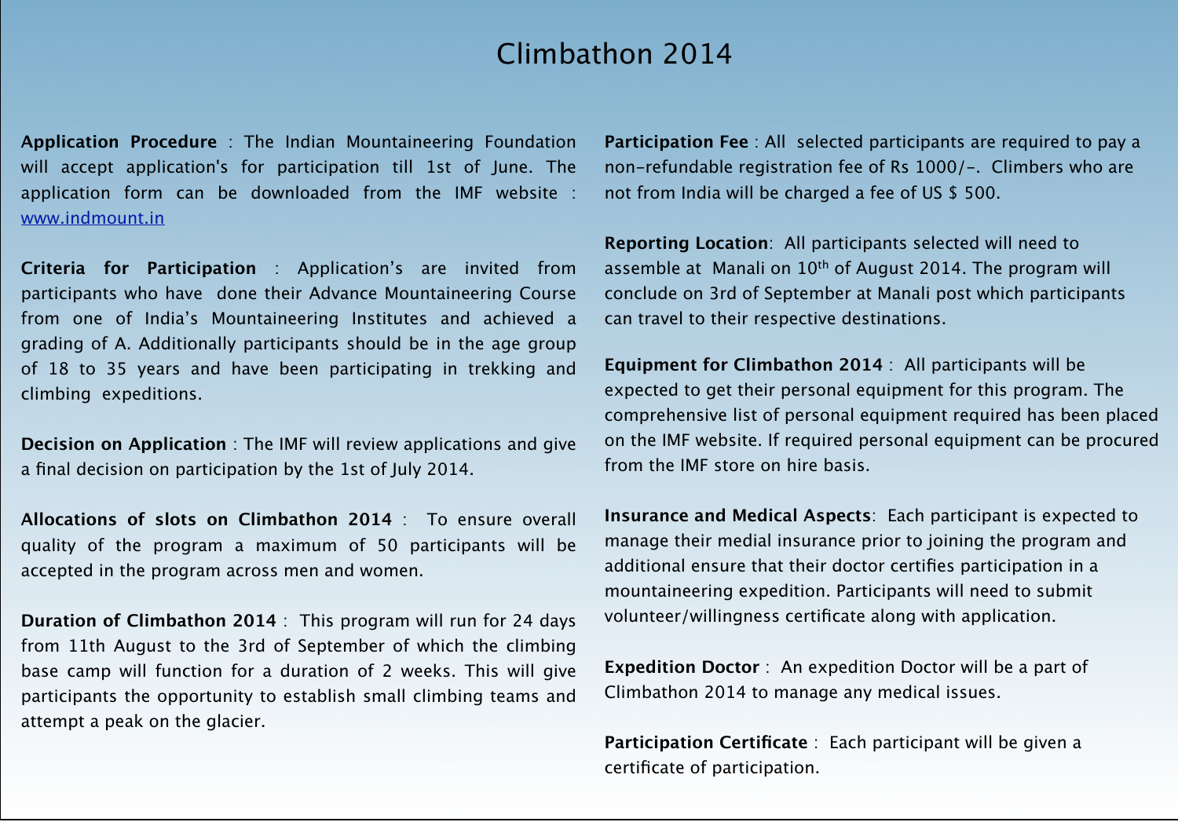# Climbathon 2014

**Application Procedure** : The Indian Mountaineering Foundation will accept application's for participation till 1st of June. The application form can be downloaded from the IMF website : [www.indmount.in](http://www.indmount.in)

**Criteria for Participation** : Application's are invited from participants who have done their Advance Mountaineering Course from one of India's Mountaineering Institutes and achieved a grading of A. Additionally participants should be in the age group of 18 to 35 years and have been participating in trekking and climbing expeditions.

**Decision on Application** : The IMF will review applications and give a final decision on participation by the 1st of July 2014.

**Allocations of slots on Climbathon 2014** : To ensure overall quality of the program a maximum of 50 participants will be accepted in the program across men and women.

**Duration of Climbathon 2014** : This program will run for 24 days from 11th August to the 3rd of September of which the climbing base camp will function for a duration of 2 weeks. This will give participants the opportunity to establish small climbing teams and attempt a peak on the glacier.

**Participation Fee** : All selected participants are required to pay a non-refundable registration fee of Rs 1000/-. Climbers who are not from India will be charged a fee of US $ 500.

**Reporting Location**: All participants selected will need to assemble at Manali on 10th of August 2014. The program will conclude on 3rd of September at Manali post which participants can travel to their respective destinations.

**Equipment for Climbathon 2014** : All participants will be expected to get their personal equipment for this program. The comprehensive list of personal equipment required has been placed on the IMF website. If required personal equipment can be procured from the IMF store on hire basis.

**Insurance and Medical Aspects**: Each participant is expected to manage their medial insurance prior to joining the program and additional ensure that their doctor certifies participation in a mountaineering expedition. Participants will need to submit volunteer/willingness certificate along with application.

**Expedition Doctor** : An expedition Doctor will be a part of Climbathon 2014 to manage any medical issues.

**Participation Certificate** : Each participant will be given a certificate of participation.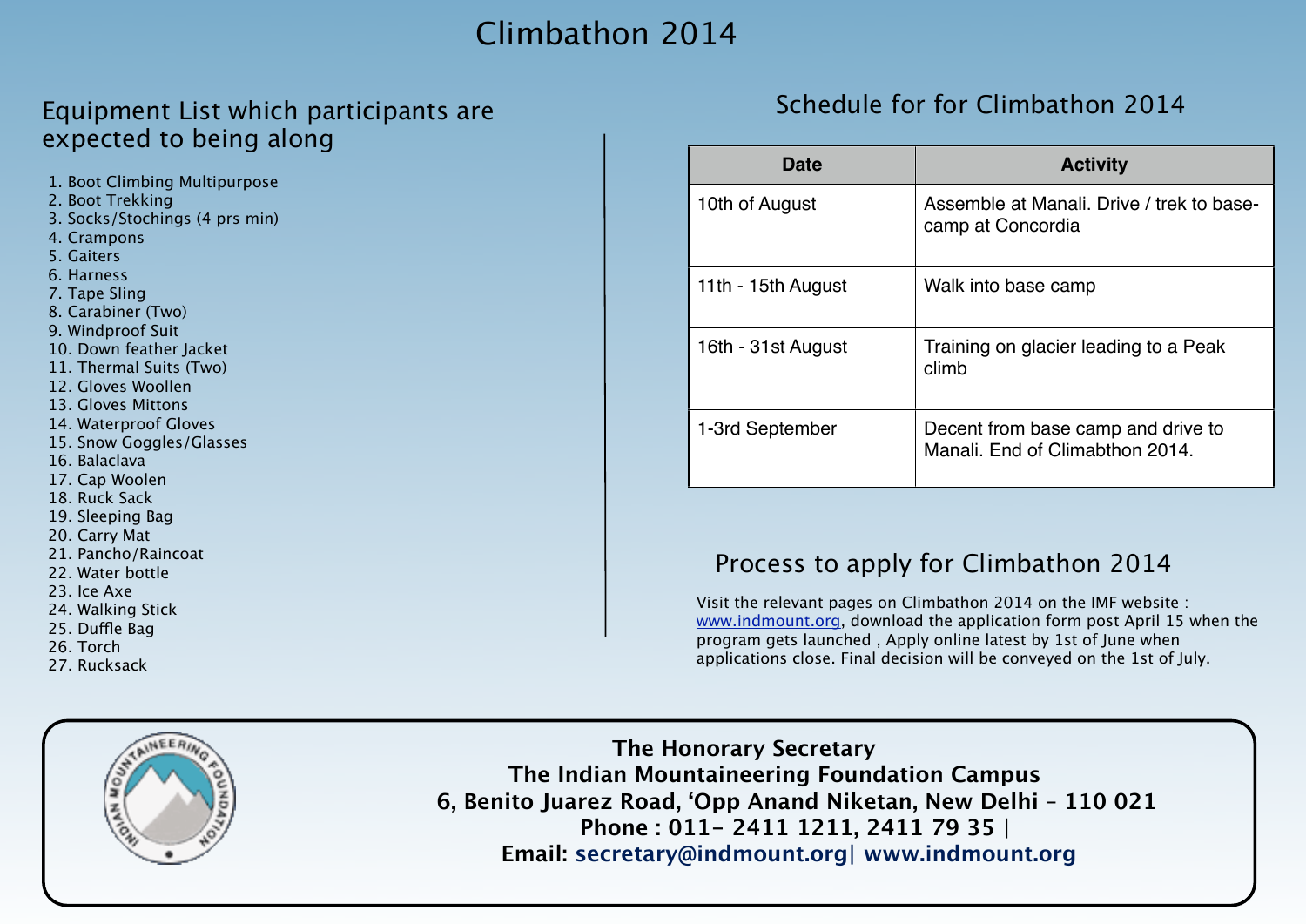# Climbathon 2014

## Equipment List which participants are expected to being along

1. Boot Climbing Multipurpose
2. Boot Trekking
3. Socks/Stochings (4 prs min)
4. Crampons
5. Gaiters
6. Harness
7. Tape Sling
8. Carabiner (Two)
9. Windproof Suit
10. Down feather Jacket
11. Thermal Suits (Two)
12. Gloves Woollen
13. Gloves Mittons
14. Waterproof Gloves
15. Snow Goggles/Glasses
16. Balaclava
17. Cap Woolen
18. Ruck Sack
19. Sleeping Bag
20. Carry Mat
21. Pancho/Raincoat
22. Water bottle
23. Ice Axe
24. Walking Stick
25. Duffle Bag
26. Torch
27. Rucksack

## Schedule for for Climbathon 2014

| Date | Activity |
|---|---|
| 10th of August | Assemble at Manali. Drive / trek to base-camp at Concordia |
| 11th - 15th August | Walk into base camp |
| 16th - 31st August | Training on glacier leading to a Peak climb |
| 1-3rd September | Decent from base camp and drive to Manali. End of Climabthon 2014. |

## Process to apply for Climbathon 2014

Visit the relevant pages on Climbathon 2014 on the IMF website : www.indmount.org, download the application form post April 15 when the program gets launched , Apply online latest by 1st of June when applications close. Final decision will be conveyed on the 1st of July.

**The Honorary Secretary**
**The Indian Mountaineering Foundation Campus**
**6, Benito Juarez Road, 'Opp Anand Niketan, New Delhi – 110 021**
**Phone : 011- 2411 1211, 2411 79 35 |**
**Email: secretary@indmount.org| www.indmount.org**